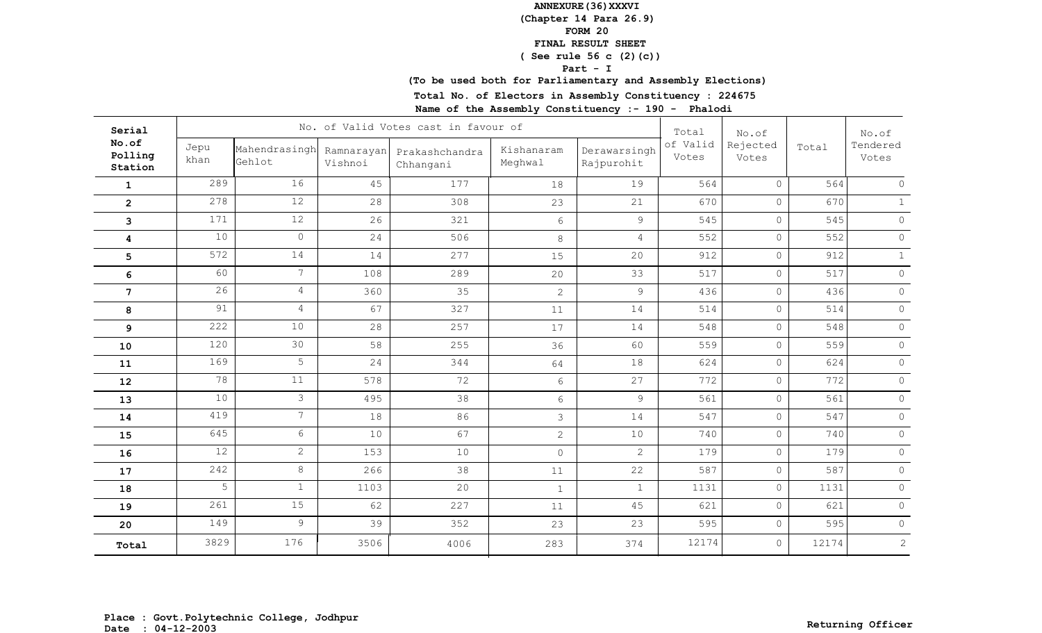**ANNEXURE(36)XXXVI**

**(Chapter 14 Para 26.9)**

**FORM 20**

**FINAL RESULT SHEET**

**( See rule 56 c (2)(c))**

**Part - I**

**(To be used both for Parliamentary and Assembly Elections)**

**Total No. of Electors in Assembly Constituency : 224675**

**Name of the Assembly Constituency :- 190 - Phalodi**

| Serial No.of Polling Station | No. of Valid Votes cast in favour of | | | | | | Total of Valid Votes | No.of Rejected Votes | Total | No.of Tendered Votes |
|---|---|---|---|---|---|---|---|---|---|---|
| | Jepu khan | Mahendrasingh Gehlot | Ramnarayan Vishnoi | Prakashchandra Chhangani | Kishanaram Meghwal | Derawarsingh Rajpurohit | | | | |
| 1 | 289 | 16 | 45 | 177 | 18 | 19 | 564 | 0 | 564 | 0 |
| 2 | 278 | 12 | 28 | 308 | 23 | 21 | 670 | 0 | 670 | 1 |
| 3 | 171 | 12 | 26 | 321 | 6 | 9 | 545 | 0 | 545 | 0 |
| 4 | 10 | 0 | 24 | 506 | 8 | 4 | 552 | 0 | 552 | 0 |
| 5 | 572 | 14 | 14 | 277 | 15 | 20 | 912 | 0 | 912 | 1 |
| 6 | 60 | 7 | 108 | 289 | 20 | 33 | 517 | 0 | 517 | 0 |
| 7 | 26 | 4 | 360 | 35 | 2 | 9 | 436 | 0 | 436 | 0 |
| 8 | 91 | 4 | 67 | 327 | 11 | 14 | 514 | 0 | 514 | 0 |
| 9 | 222 | 10 | 28 | 257 | 17 | 14 | 548 | 0 | 548 | 0 |
| 10 | 120 | 30 | 58 | 255 | 36 | 60 | 559 | 0 | 559 | 0 |
| 11 | 169 | 5 | 24 | 344 | 64 | 18 | 624 | 0 | 624 | 0 |
| 12 | 78 | 11 | 578 | 72 | 6 | 27 | 772 | 0 | 772 | 0 |
| 13 | 10 | 3 | 495 | 38 | 6 | 9 | 561 | 0 | 561 | 0 |
| 14 | 419 | 7 | 18 | 86 | 3 | 14 | 547 | 0 | 547 | 0 |
| 15 | 645 | 6 | 10 | 67 | 2 | 10 | 740 | 0 | 740 | 0 |
| 16 | 12 | 2 | 153 | 10 | 0 | 2 | 179 | 0 | 179 | 0 |
| 17 | 242 | 8 | 266 | 38 | 11 | 22 | 587 | 0 | 587 | 0 |
| 18 | 5 | 1 | 1103 | 20 | 1 | 1 | 1131 | 0 | 1131 | 0 |
| 19 | 261 | 15 | 62 | 227 | 11 | 45 | 621 | 0 | 621 | 0 |
| 20 | 149 | 9 | 39 | 352 | 23 | 23 | 595 | 0 | 595 | 0 |
| **Total** | 3829 | 176 | 3506 | 4006 | 283 | 374 | 12174 | 0 | 12174 | 2 |

**Place : Govt.Polytechnic College, Jodhpur**
**Date : 04-12-2003**

**Returning Officer**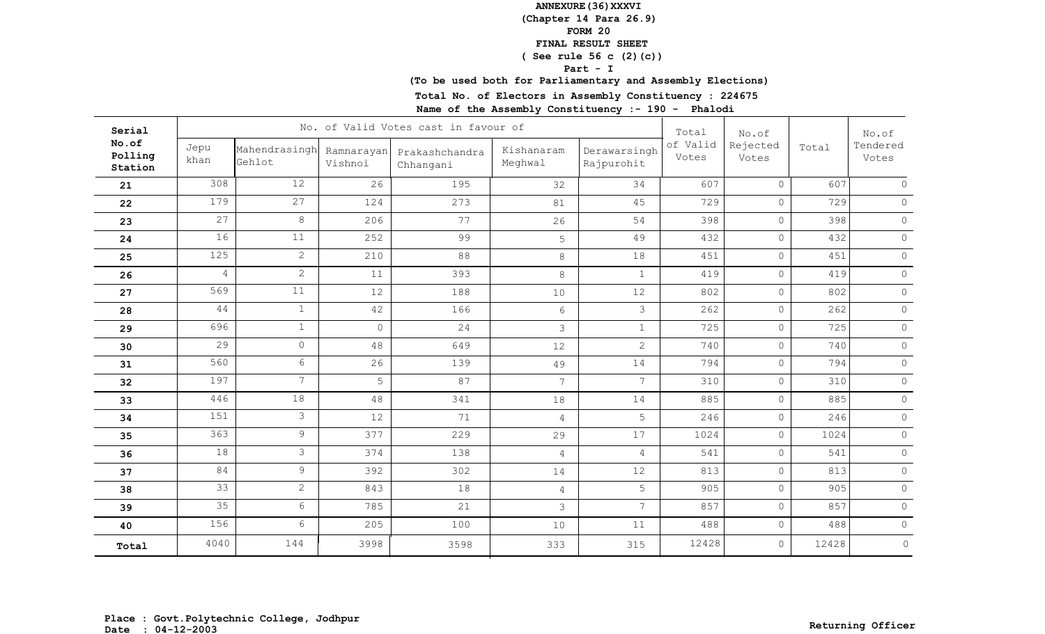**ANNEXURE(36)XXXVI**
**(Chapter 14 Para 26.9)**
**FORM 20**
**FINAL RESULT SHEET**
**( See rule 56 c (2)(c))**
**Part - I**
**(To be used both for Parliamentary and Assembly Elections)**
**Total No. of Electors in Assembly Constituency : 224675**
**Name of the Assembly Constituency :- 190 - Phalodi**

| Serial No.of Polling Station | No. of Valid Votes cast in favour of | | | | | | Total of Valid Votes | No.of Rejected Votes | Total | No.of Tendered Votes |
|---|---|---|---|---|---|---|---|---|---|---|
| | Jepu khan | Mahendrasingh Gehlot | Ramnarayan Vishnoi | Prakashchandra Chhangani | Kishanaram Meghwal | Derawarsingh Rajpurohit | | | | |
| 21 | 308 | 12 | 26 | 195 | 32 | 34 | 607 | 0 | 607 | 0 |
| 22 | 179 | 27 | 124 | 273 | 81 | 45 | 729 | 0 | 729 | 0 |
| 23 | 27 | 8 | 206 | 77 | 26 | 54 | 398 | 0 | 398 | 0 |
| 24 | 16 | 11 | 252 | 99 | 5 | 49 | 432 | 0 | 432 | 0 |
| 25 | 125 | 2 | 210 | 88 | 8 | 18 | 451 | 0 | 451 | 0 |
| 26 | 4 | 2 | 11 | 393 | 8 | 1 | 419 | 0 | 419 | 0 |
| 27 | 569 | 11 | 12 | 188 | 10 | 12 | 802 | 0 | 802 | 0 |
| 28 | 44 | 1 | 42 | 166 | 6 | 3 | 262 | 0 | 262 | 0 |
| 29 | 696 | 1 | 0 | 24 | 3 | 1 | 725 | 0 | 725 | 0 |
| 30 | 29 | 0 | 48 | 649 | 12 | 2 | 740 | 0 | 740 | 0 |
| 31 | 560 | 6 | 26 | 139 | 49 | 14 | 794 | 0 | 794 | 0 |
| 32 | 197 | 7 | 5 | 87 | 7 | 7 | 310 | 0 | 310 | 0 |
| 33 | 446 | 18 | 48 | 341 | 18 | 14 | 885 | 0 | 885 | 0 |
| 34 | 151 | 3 | 12 | 71 | 4 | 5 | 246 | 0 | 246 | 0 |
| 35 | 363 | 9 | 377 | 229 | 29 | 17 | 1024 | 0 | 1024 | 0 |
| 36 | 18 | 3 | 374 | 138 | 4 | 4 | 541 | 0 | 541 | 0 |
| 37 | 84 | 9 | 392 | 302 | 14 | 12 | 813 | 0 | 813 | 0 |
| 38 | 33 | 2 | 843 | 18 | 4 | 5 | 905 | 0 | 905 | 0 |
| 39 | 35 | 6 | 785 | 21 | 3 | 7 | 857 | 0 | 857 | 0 |
| 40 | 156 | 6 | 205 | 100 | 10 | 11 | 488 | 0 | 488 | 0 |
| Total | 4040 | 144 | 3998 | 3598 | 333 | 315 | 12428 | 0 | 12428 | 0 |

**Place : Govt.Polytechnic College, Jodhpur**
**Date : 04-12-2003**

**Returning Officer**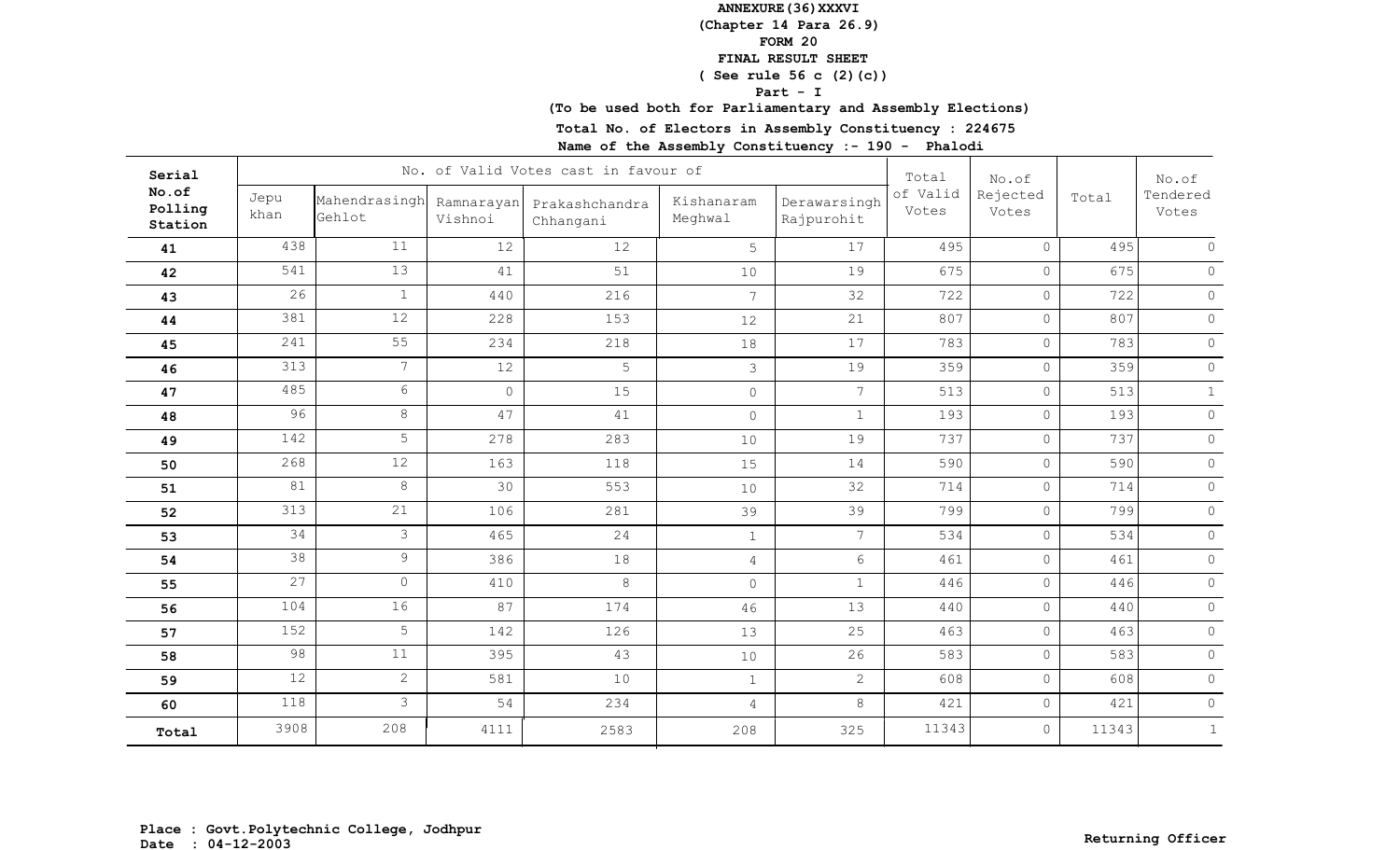**ANNEXURE(36)XXXVI**

**(Chapter 14 Para 26.9)**

**FORM 20**

**FINAL RESULT SHEET**

**( See rule 56 c (2)(c))**

**Part - I**

**(To be used both for Parliamentary and Assembly Elections)**

**Total No. of Electors in Assembly Constituency : 224675**

**Name of the Assembly Constituency :- 190 - Phalodi**

| Serial No.of Polling Station | No. of Valid Votes cast in favour of | | | | | | Total of Valid Votes | No.of Rejected Votes | Total | No.of Tendered Votes |
|---|---|---|---|---|---|---|---|---|---|---|
| | Jepu khan | Mahendrasingh Gehlot | Ramnarayan Vishnoi | Prakashchandra Chhangani | Kishanaram Meghwal | Derawarsingh Rajpurohit | | | | |
| **41** | 438 | 11 | 12 | 12 | 5 | 17 | 495 | 0 | 495 | 0 |
| **42** | 541 | 13 | 41 | 51 | 10 | 19 | 675 | 0 | 675 | 0 |
| **43** | 26 | 1 | 440 | 216 | 7 | 32 | 722 | 0 | 722 | 0 |
| **44** | 381 | 12 | 228 | 153 | 12 | 21 | 807 | 0 | 807 | 0 |
| **45** | 241 | 55 | 234 | 218 | 18 | 17 | 783 | 0 | 783 | 0 |
| **46** | 313 | 7 | 12 | 5 | 3 | 19 | 359 | 0 | 359 | 0 |
| **47** | 485 | 6 | 0 | 15 | 0 | 7 | 513 | 0 | 513 | 1 |
| **48** | 96 | 8 | 47 | 41 | 0 | 1 | 193 | 0 | 193 | 0 |
| **49** | 142 | 5 | 278 | 283 | 10 | 19 | 737 | 0 | 737 | 0 |
| **50** | 268 | 12 | 163 | 118 | 15 | 14 | 590 | 0 | 590 | 0 |
| **51** | 81 | 8 | 30 | 553 | 10 | 32 | 714 | 0 | 714 | 0 |
| **52** | 313 | 21 | 106 | 281 | 39 | 39 | 799 | 0 | 799 | 0 |
| **53** | 34 | 3 | 465 | 24 | 1 | 7 | 534 | 0 | 534 | 0 |
| **54** | 38 | 9 | 386 | 18 | 4 | 6 | 461 | 0 | 461 | 0 |
| **55** | 27 | 0 | 410 | 8 | 0 | 1 | 446 | 0 | 446 | 0 |
| **56** | 104 | 16 | 87 | 174 | 46 | 13 | 440 | 0 | 440 | 0 |
| **57** | 152 | 5 | 142 | 126 | 13 | 25 | 463 | 0 | 463 | 0 |
| **58** | 98 | 11 | 395 | 43 | 10 | 26 | 583 | 0 | 583 | 0 |
| **59** | 12 | 2 | 581 | 10 | 1 | 2 | 608 | 0 | 608 | 0 |
| **60** | 118 | 3 | 54 | 234 | 4 | 8 | 421 | 0 | 421 | 0 |
| **Total** | 3908 | 208 | 4111 | 2583 | 208 | 325 | 11343 | 0 | 11343 | 1 |

**Place : Govt.Polytechnic College, Jodhpur**
**Date : 04-12-2003**

**Returning Officer**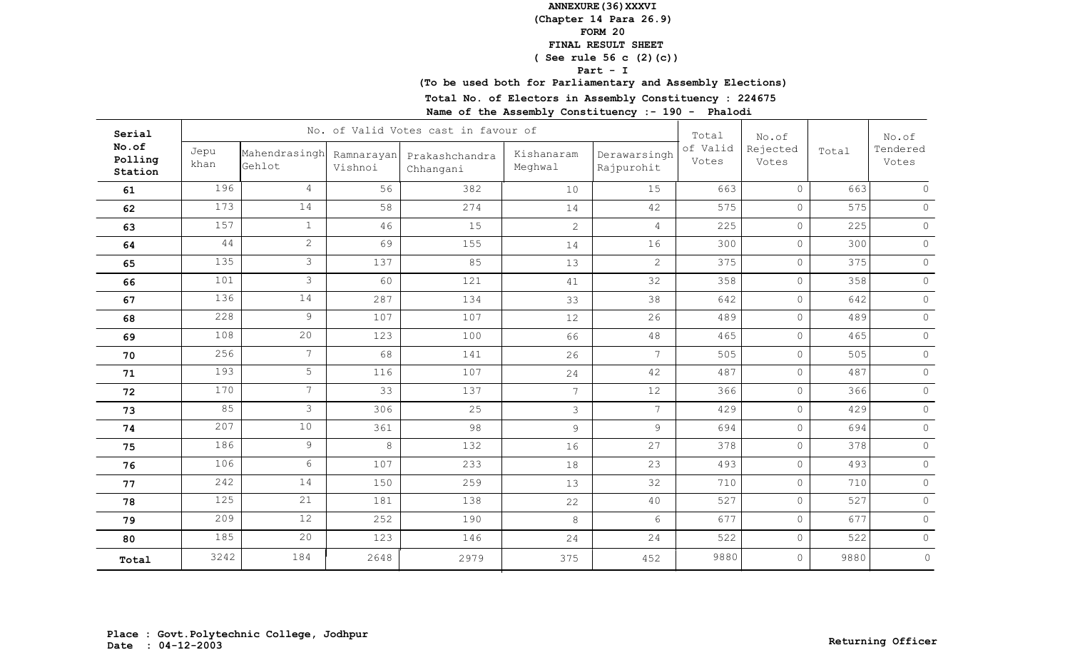**ANNEXURE(36)XXXVI**

**(Chapter 14 Para 26.9)**

**FORM 20**

**FINAL RESULT SHEET**

**( See rule 56 c (2)(c))**

**Part - I**

**(To be used both for Parliamentary and Assembly Elections)**

**Total No. of Electors in Assembly Constituency : 224675**

**Name of the Assembly Constituency :- 190 - Phalodi**

| Serial No.of Polling Station | No. of Valid Votes cast in favour of | | | | | | Total of Valid Votes | No.of Rejected Votes | Total | No.of Tendered Votes |
|---|---|---|---|---|---|---|---|---|---|---|
| | Jepu khan | Mahendrasingh Gehlot | Ramnarayan Vishnoi | Prakashchandra Chhangani | Kishanaram Meghwal | Derawarsingh Rajpurohit | | | | |
| 61 | 196 | 4 | 56 | 382 | 10 | 15 | 663 | 0 | 663 | 0 |
| 62 | 173 | 14 | 58 | 274 | 14 | 42 | 575 | 0 | 575 | 0 |
| 63 | 157 | 1 | 46 | 15 | 2 | 4 | 225 | 0 | 225 | 0 |
| 64 | 44 | 2 | 69 | 155 | 14 | 16 | 300 | 0 | 300 | 0 |
| 65 | 135 | 3 | 137 | 85 | 13 | 2 | 375 | 0 | 375 | 0 |
| 66 | 101 | 3 | 60 | 121 | 41 | 32 | 358 | 0 | 358 | 0 |
| 67 | 136 | 14 | 287 | 134 | 33 | 38 | 642 | 0 | 642 | 0 |
| 68 | 228 | 9 | 107 | 107 | 12 | 26 | 489 | 0 | 489 | 0 |
| 69 | 108 | 20 | 123 | 100 | 66 | 48 | 465 | 0 | 465 | 0 |
| 70 | 256 | 7 | 68 | 141 | 26 | 7 | 505 | 0 | 505 | 0 |
| 71 | 193 | 5 | 116 | 107 | 24 | 42 | 487 | 0 | 487 | 0 |
| 72 | 170 | 7 | 33 | 137 | 7 | 12 | 366 | 0 | 366 | 0 |
| 73 | 85 | 3 | 306 | 25 | 3 | 7 | 429 | 0 | 429 | 0 |
| 74 | 207 | 10 | 361 | 98 | 9 | 9 | 694 | 0 | 694 | 0 |
| 75 | 186 | 9 | 8 | 132 | 16 | 27 | 378 | 0 | 378 | 0 |
| 76 | 106 | 6 | 107 | 233 | 18 | 23 | 493 | 0 | 493 | 0 |
| 77 | 242 | 14 | 150 | 259 | 13 | 32 | 710 | 0 | 710 | 0 |
| 78 | 125 | 21 | 181 | 138 | 22 | 40 | 527 | 0 | 527 | 0 |
| 79 | 209 | 12 | 252 | 190 | 8 | 6 | 677 | 0 | 677 | 0 |
| 80 | 185 | 20 | 123 | 146 | 24 | 24 | 522 | 0 | 522 | 0 |
| **Total** | 3242 | 184 | 2648 | 2979 | 375 | 452 | 9880 | 0 | 9880 | 0 |

**Place : Govt.Polytechnic College, Jodhpur**
**Date : 04-12-2003**

**Returning Officer**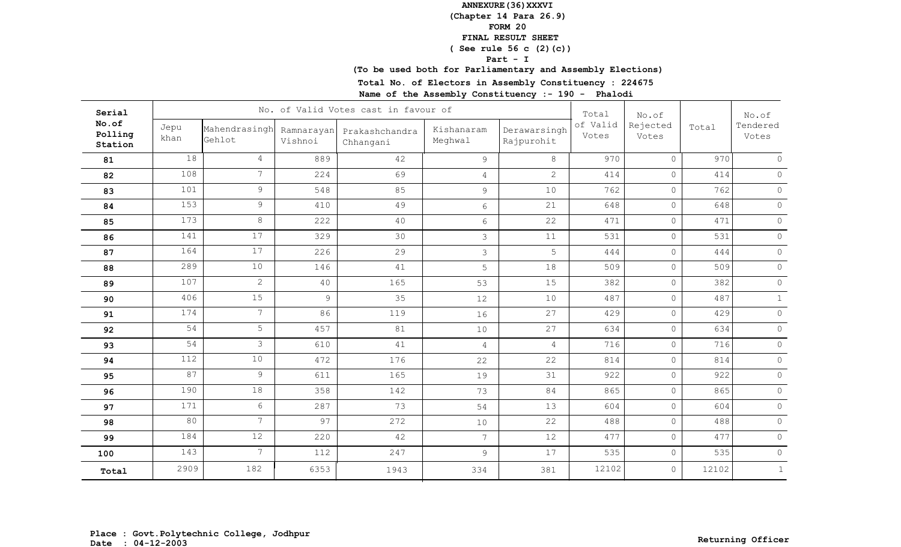**ANNEXURE(36)XXXVI**

**(Chapter 14 Para 26.9)**

**FORM 20**

**FINAL RESULT SHEET**

**( See rule 56 c (2)(c))**

**Part - I**

**(To be used both for Parliamentary and Assembly Elections)**

**Total No. of Electors in Assembly Constituency : 224675**

**Name of the Assembly Constituency :- 190 - Phalodi**

| Serial No.of Polling Station | No. of Valid Votes cast in favour of | | | | | | Total of Valid Votes | No.of Rejected Votes | Total | No.of Tendered Votes |
|---|---|---|---|---|---|---|---|---|---|---|
| | Jepu khan | Mahendrasingh Gehlot | Ramnarayan Vishnoi | Prakashchandra Chhangani | Kishanaram Meghwal | Derawarsingh Rajpurohit | | | | |
| 81 | 18 | 4 | 889 | 42 | 9 | 8 | 970 | 0 | 970 | 0 |
| 82 | 108 | 7 | 224 | 69 | 4 | 2 | 414 | 0 | 414 | 0 |
| 83 | 101 | 9 | 548 | 85 | 9 | 10 | 762 | 0 | 762 | 0 |
| 84 | 153 | 9 | 410 | 49 | 6 | 21 | 648 | 0 | 648 | 0 |
| 85 | 173 | 8 | 222 | 40 | 6 | 22 | 471 | 0 | 471 | 0 |
| 86 | 141 | 17 | 329 | 30 | 3 | 11 | 531 | 0 | 531 | 0 |
| 87 | 164 | 17 | 226 | 29 | 3 | 5 | 444 | 0 | 444 | 0 |
| 88 | 289 | 10 | 146 | 41 | 5 | 18 | 509 | 0 | 509 | 0 |
| 89 | 107 | 2 | 40 | 165 | 53 | 15 | 382 | 0 | 382 | 0 |
| 90 | 406 | 15 | 9 | 35 | 12 | 10 | 487 | 0 | 487 | 1 |
| 91 | 174 | 7 | 86 | 119 | 16 | 27 | 429 | 0 | 429 | 0 |
| 92 | 54 | 5 | 457 | 81 | 10 | 27 | 634 | 0 | 634 | 0 |
| 93 | 54 | 3 | 610 | 41 | 4 | 4 | 716 | 0 | 716 | 0 |
| 94 | 112 | 10 | 472 | 176 | 22 | 22 | 814 | 0 | 814 | 0 |
| 95 | 87 | 9 | 611 | 165 | 19 | 31 | 922 | 0 | 922 | 0 |
| 96 | 190 | 18 | 358 | 142 | 73 | 84 | 865 | 0 | 865 | 0 |
| 97 | 171 | 6 | 287 | 73 | 54 | 13 | 604 | 0 | 604 | 0 |
| 98 | 80 | 7 | 97 | 272 | 10 | 22 | 488 | 0 | 488 | 0 |
| 99 | 184 | 12 | 220 | 42 | 7 | 12 | 477 | 0 | 477 | 0 |
| 100 | 143 | 7 | 112 | 247 | 9 | 17 | 535 | 0 | 535 | 0 |
| **Total** | 2909 | 182 | 6353 | 1943 | 334 | 381 | 12102 | 0 | 12102 | 1 |

**Place : Govt.Polytechnic College, Jodhpur**
**Date : 04-12-2003**

**Returning Officer**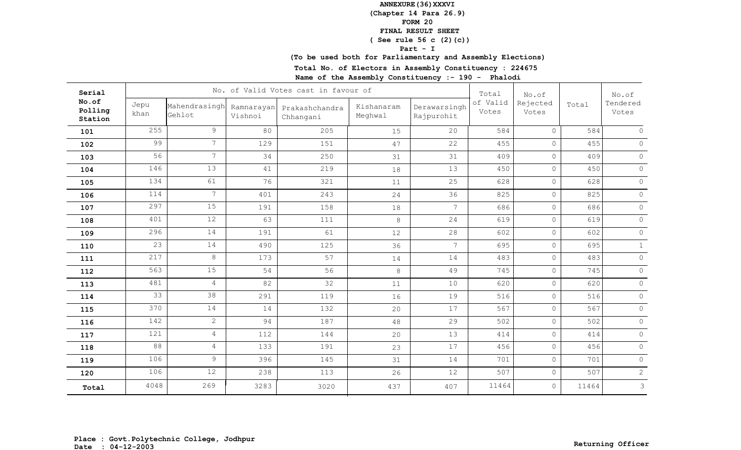**ANNEXURE(36)XXXVI**
**(Chapter 14 Para 26.9)**
**FORM 20**
**FINAL RESULT SHEET**
**( See rule 56 c (2)(c))**
**Part - I**
**(To be used both for Parliamentary and Assembly Elections)**

**Total No. of Electors in Assembly Constituency : 224675**

**Name of the Assembly Constituency :- 190 - Phalodi**

| Serial No.of Polling Station | No. of Valid Votes cast in favour of | | | | | | Total of Valid Votes | No.of Rejected Votes | Total | No.of Tendered Votes |
|---|---|---|---|---|---|---|---|---|---|---|
| | Jepu khan | Mahendrasingh Gehlot | Ramnarayan Vishnoi | Prakashchandra Chhangani | Kishanaram Meghwal | Derawarsingh Rajpurohit | | | | |
| 101 | 255 | 9 | 80 | 205 | 15 | 20 | 584 | 0 | 584 | 0 |
| 102 | 99 | 7 | 129 | 151 | 47 | 22 | 455 | 0 | 455 | 0 |
| 103 | 56 | 7 | 34 | 250 | 31 | 31 | 409 | 0 | 409 | 0 |
| 104 | 146 | 13 | 41 | 219 | 18 | 13 | 450 | 0 | 450 | 0 |
| 105 | 134 | 61 | 76 | 321 | 11 | 25 | 628 | 0 | 628 | 0 |
| 106 | 114 | 7 | 401 | 243 | 24 | 36 | 825 | 0 | 825 | 0 |
| 107 | 297 | 15 | 191 | 158 | 18 | 7 | 686 | 0 | 686 | 0 |
| 108 | 401 | 12 | 63 | 111 | 8 | 24 | 619 | 0 | 619 | 0 |
| 109 | 296 | 14 | 191 | 61 | 12 | 28 | 602 | 0 | 602 | 0 |
| 110 | 23 | 14 | 490 | 125 | 36 | 7 | 695 | 0 | 695 | 1 |
| 111 | 217 | 8 | 173 | 57 | 14 | 14 | 483 | 0 | 483 | 0 |
| 112 | 563 | 15 | 54 | 56 | 8 | 49 | 745 | 0 | 745 | 0 |
| 113 | 481 | 4 | 82 | 32 | 11 | 10 | 620 | 0 | 620 | 0 |
| 114 | 33 | 38 | 291 | 119 | 16 | 19 | 516 | 0 | 516 | 0 |
| 115 | 370 | 14 | 14 | 132 | 20 | 17 | 567 | 0 | 567 | 0 |
| 116 | 142 | 2 | 94 | 187 | 48 | 29 | 502 | 0 | 502 | 0 |
| 117 | 121 | 4 | 112 | 144 | 20 | 13 | 414 | 0 | 414 | 0 |
| 118 | 88 | 4 | 133 | 191 | 23 | 17 | 456 | 0 | 456 | 0 |
| 119 | 106 | 9 | 396 | 145 | 31 | 14 | 701 | 0 | 701 | 0 |
| 120 | 106 | 12 | 238 | 113 | 26 | 12 | 507 | 0 | 507 | 2 |
| **Total** | 4048 | 269 | 3283 | 3020 | 437 | 407 | 11464 | 0 | 11464 | 3 |

**Place : Govt.Polytechnic College, Jodhpur**
**Date : 04-12-2003**

**Returning Officer**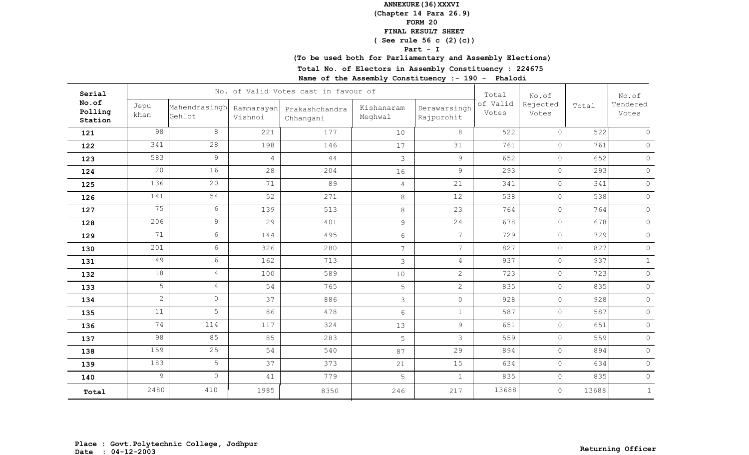**ANNEXURE(36)XXXVI**
**(Chapter 14 Para 26.9)**
**FORM 20**
**FINAL RESULT SHEET**
**( See rule 56 c (2)(c))**
**Part - I**
**(To be used both for Parliamentary and Assembly Elections)**

**Total No. of Electors in Assembly Constituency : 224675**

**Name of the Assembly Constituency :- 190 - Phalodi**

| Serial No.of Polling Station | No. of Valid Votes cast in favour of | | | | | | Total of Valid Votes | No.of Rejected Votes | Total | No.of Tendered Votes |
|---|---|---|---|---|---|---|---|---|---|---|
| | Jepu khan | Mahendrasingh Gehlot | Ramnarayan Vishnoi | Prakashchandra Chhangani | Kishanaram Meghwal | Derawarsingh Rajpurohit | | | | |
| 121 | 98 | 8 | 221 | 177 | 10 | 8 | 522 | 0 | 522 | 0 |
| 122 | 341 | 28 | 198 | 146 | 17 | 31 | 761 | 0 | 761 | 0 |
| 123 | 583 | 9 | 4 | 44 | 3 | 9 | 652 | 0 | 652 | 0 |
| 124 | 20 | 16 | 28 | 204 | 16 | 9 | 293 | 0 | 293 | 0 |
| 125 | 136 | 20 | 71 | 89 | 4 | 21 | 341 | 0 | 341 | 0 |
| 126 | 141 | 54 | 52 | 271 | 8 | 12 | 538 | 0 | 538 | 0 |
| 127 | 75 | 6 | 139 | 513 | 8 | 23 | 764 | 0 | 764 | 0 |
| 128 | 206 | 9 | 29 | 401 | 9 | 24 | 678 | 0 | 678 | 0 |
| 129 | 71 | 6 | 144 | 495 | 6 | 7 | 729 | 0 | 729 | 0 |
| 130 | 201 | 6 | 326 | 280 | 7 | 7 | 827 | 0 | 827 | 0 |
| 131 | 49 | 6 | 162 | 713 | 3 | 4 | 937 | 0 | 937 | 1 |
| 132 | 18 | 4 | 100 | 589 | 10 | 2 | 723 | 0 | 723 | 0 |
| 133 | 5 | 4 | 54 | 765 | 5 | 2 | 835 | 0 | 835 | 0 |
| 134 | 2 | 0 | 37 | 886 | 3 | 0 | 928 | 0 | 928 | 0 |
| 135 | 11 | 5 | 86 | 478 | 6 | 1 | 587 | 0 | 587 | 0 |
| 136 | 74 | 114 | 117 | 324 | 13 | 9 | 651 | 0 | 651 | 0 |
| 137 | 98 | 85 | 85 | 283 | 5 | 3 | 559 | 0 | 559 | 0 |
| 138 | 159 | 25 | 54 | 540 | 87 | 29 | 894 | 0 | 894 | 0 |
| 139 | 183 | 5 | 37 | 373 | 21 | 15 | 634 | 0 | 634 | 0 |
| 140 | 9 | 0 | 41 | 779 | 5 | 1 | 835 | 0 | 835 | 0 |
| **Total** | 2480 | 410 | 1985 | 8350 | 246 | 217 | 13688 | 0 | 13688 | 1 |

**Place : Govt.Polytechnic College, Jodhpur**
**Date : 04-12-2003**

**Returning Officer**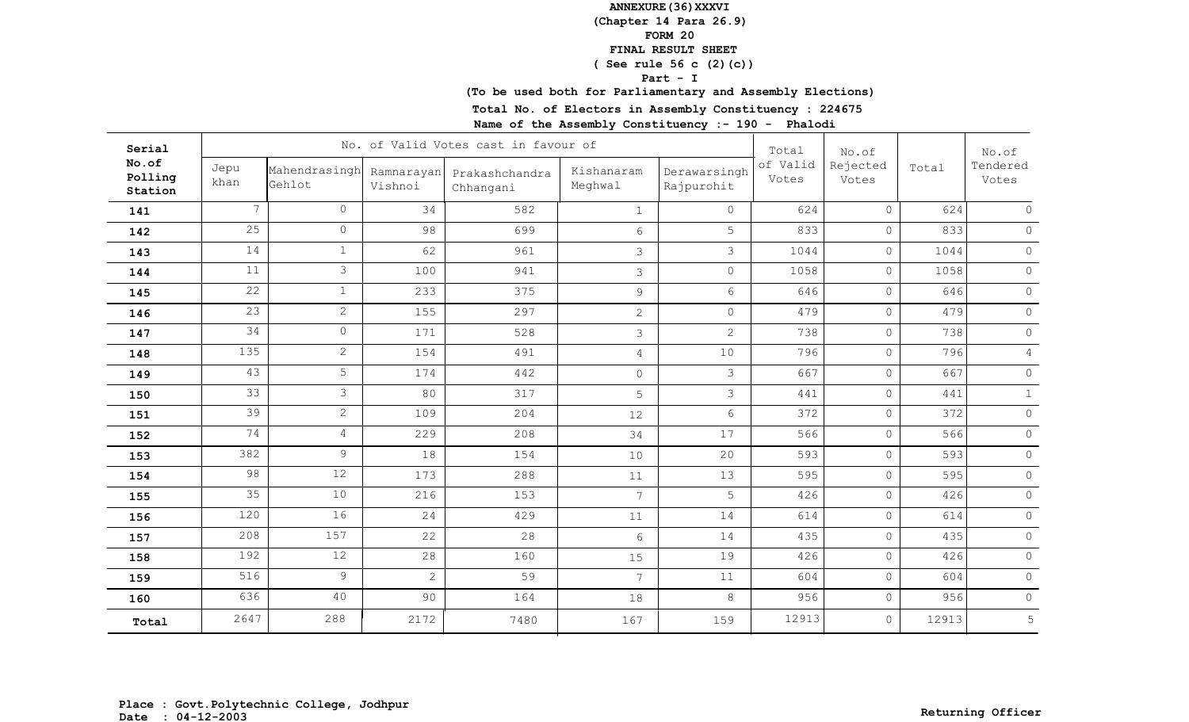**ANNEXURE(36)XXXVI**

**(Chapter 14 Para 26.9)**

**FORM 20**

**FINAL RESULT SHEET**

**( See rule 56 c (2)(c))**

**Part - I**

**(To be used both for Parliamentary and Assembly Elections)**

**Total No. of Electors in Assembly Constituency : 224675**

**Name of the Assembly Constituency :- 190 - Phalodi**

| Serial No.of Polling Station | No. of Valid Votes cast in favour of | | | | | | Total of Valid Votes | No.of Rejected Votes | Total | No.of Tendered Votes |
|---|---|---|---|---|---|---|---|---|---|---|
| | Jepu khan | Mahendrasingh Gehlot | Ramnarayan Vishnoi | Prakashchandra Chhangani | Kishanaram Meghwal | Derawarsingh Rajpurohit | | | | |
| 141 | 7 | 0 | 34 | 582 | 1 | 0 | 624 | 0 | 624 | 0 |
| 142 | 25 | 0 | 98 | 699 | 6 | 5 | 833 | 0 | 833 | 0 |
| 143 | 14 | 1 | 62 | 961 | 3 | 3 | 1044 | 0 | 1044 | 0 |
| 144 | 11 | 3 | 100 | 941 | 3 | 0 | 1058 | 0 | 1058 | 0 |
| 145 | 22 | 1 | 233 | 375 | 9 | 6 | 646 | 0 | 646 | 0 |
| 146 | 23 | 2 | 155 | 297 | 2 | 0 | 479 | 0 | 479 | 0 |
| 147 | 34 | 0 | 171 | 528 | 3 | 2 | 738 | 0 | 738 | 0 |
| 148 | 135 | 2 | 154 | 491 | 4 | 10 | 796 | 0 | 796 | 4 |
| 149 | 43 | 5 | 174 | 442 | 0 | 3 | 667 | 0 | 667 | 0 |
| 150 | 33 | 3 | 80 | 317 | 5 | 3 | 441 | 0 | 441 | 1 |
| 151 | 39 | 2 | 109 | 204 | 12 | 6 | 372 | 0 | 372 | 0 |
| 152 | 74 | 4 | 229 | 208 | 34 | 17 | 566 | 0 | 566 | 0 |
| 153 | 382 | 9 | 18 | 154 | 10 | 20 | 593 | 0 | 593 | 0 |
| 154 | 98 | 12 | 173 | 288 | 11 | 13 | 595 | 0 | 595 | 0 |
| 155 | 35 | 10 | 216 | 153 | 7 | 5 | 426 | 0 | 426 | 0 |
| 156 | 120 | 16 | 24 | 429 | 11 | 14 | 614 | 0 | 614 | 0 |
| 157 | 208 | 157 | 22 | 28 | 6 | 14 | 435 | 0 | 435 | 0 |
| 158 | 192 | 12 | 28 | 160 | 15 | 19 | 426 | 0 | 426 | 0 |
| 159 | 516 | 9 | 2 | 59 | 7 | 11 | 604 | 0 | 604 | 0 |
| 160 | 636 | 40 | 90 | 164 | 18 | 8 | 956 | 0 | 956 | 0 |
| **Total** | 2647 | 288 | 2172 | 7480 | 167 | 159 | 12913 | 0 | 12913 | 5 |

**Place : Govt.Polytechnic College, Jodhpur**
**Date : 04-12-2003**

**Returning Officer**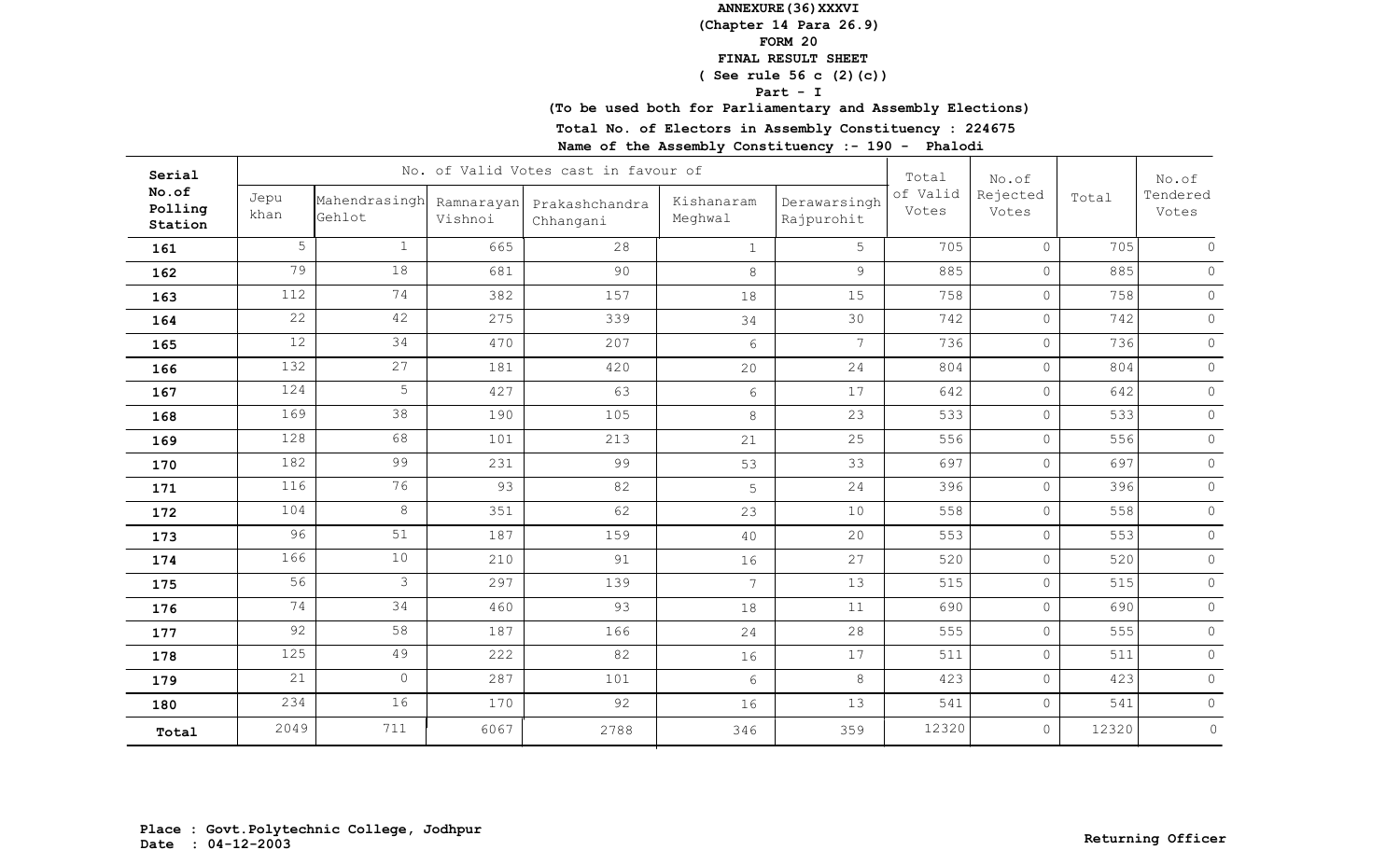**ANNEXURE(36)XXXVI**

**(Chapter 14 Para 26.9)**

**FORM 20**

**FINAL RESULT SHEET**

**( See rule 56 c (2)(c))**

**Part - I**

**(To be used both for Parliamentary and Assembly Elections)**

**Total No. of Electors in Assembly Constituency : 224675**

**Name of the Assembly Constituency :- 190 - Phalodi**

| Serial No.of Polling Station | No. of Valid Votes cast in favour of | | | | | | Total of Valid Votes | No.of Rejected Votes | Total | No.of Tendered Votes |
|---|---|---|---|---|---|---|---|---|---|---|
| | Jepu khan | Mahendrasingh Gehlot | Ramnarayan Vishnoi | Prakashchandra Chhangani | Kishanaram Meghwal | Derawarsingh Rajpurohit | | | | |
| 161 | 5 | 1 | 665 | 28 | 1 | 5 | 705 | 0 | 705 | 0 |
| 162 | 79 | 18 | 681 | 90 | 8 | 9 | 885 | 0 | 885 | 0 |
| 163 | 112 | 74 | 382 | 157 | 18 | 15 | 758 | 0 | 758 | 0 |
| 164 | 22 | 42 | 275 | 339 | 34 | 30 | 742 | 0 | 742 | 0 |
| 165 | 12 | 34 | 470 | 207 | 6 | 7 | 736 | 0 | 736 | 0 |
| 166 | 132 | 27 | 181 | 420 | 20 | 24 | 804 | 0 | 804 | 0 |
| 167 | 124 | 5 | 427 | 63 | 6 | 17 | 642 | 0 | 642 | 0 |
| 168 | 169 | 38 | 190 | 105 | 8 | 23 | 533 | 0 | 533 | 0 |
| 169 | 128 | 68 | 101 | 213 | 21 | 25 | 556 | 0 | 556 | 0 |
| 170 | 182 | 99 | 231 | 99 | 53 | 33 | 697 | 0 | 697 | 0 |
| 171 | 116 | 76 | 93 | 82 | 5 | 24 | 396 | 0 | 396 | 0 |
| 172 | 104 | 8 | 351 | 62 | 23 | 10 | 558 | 0 | 558 | 0 |
| 173 | 96 | 51 | 187 | 159 | 40 | 20 | 553 | 0 | 553 | 0 |
| 174 | 166 | 10 | 210 | 91 | 16 | 27 | 520 | 0 | 520 | 0 |
| 175 | 56 | 3 | 297 | 139 | 7 | 13 | 515 | 0 | 515 | 0 |
| 176 | 74 | 34 | 460 | 93 | 18 | 11 | 690 | 0 | 690 | 0 |
| 177 | 92 | 58 | 187 | 166 | 24 | 28 | 555 | 0 | 555 | 0 |
| 178 | 125 | 49 | 222 | 82 | 16 | 17 | 511 | 0 | 511 | 0 |
| 179 | 21 | 0 | 287 | 101 | 6 | 8 | 423 | 0 | 423 | 0 |
| 180 | 234 | 16 | 170 | 92 | 16 | 13 | 541 | 0 | 541 | 0 |
| Total | 2049 | 711 | 6067 | 2788 | 346 | 359 | 12320 | 0 | 12320 | 0 |

**Place : Govt.Polytechnic College, Jodhpur**
**Date : 04-12-2003**

**Returning Officer**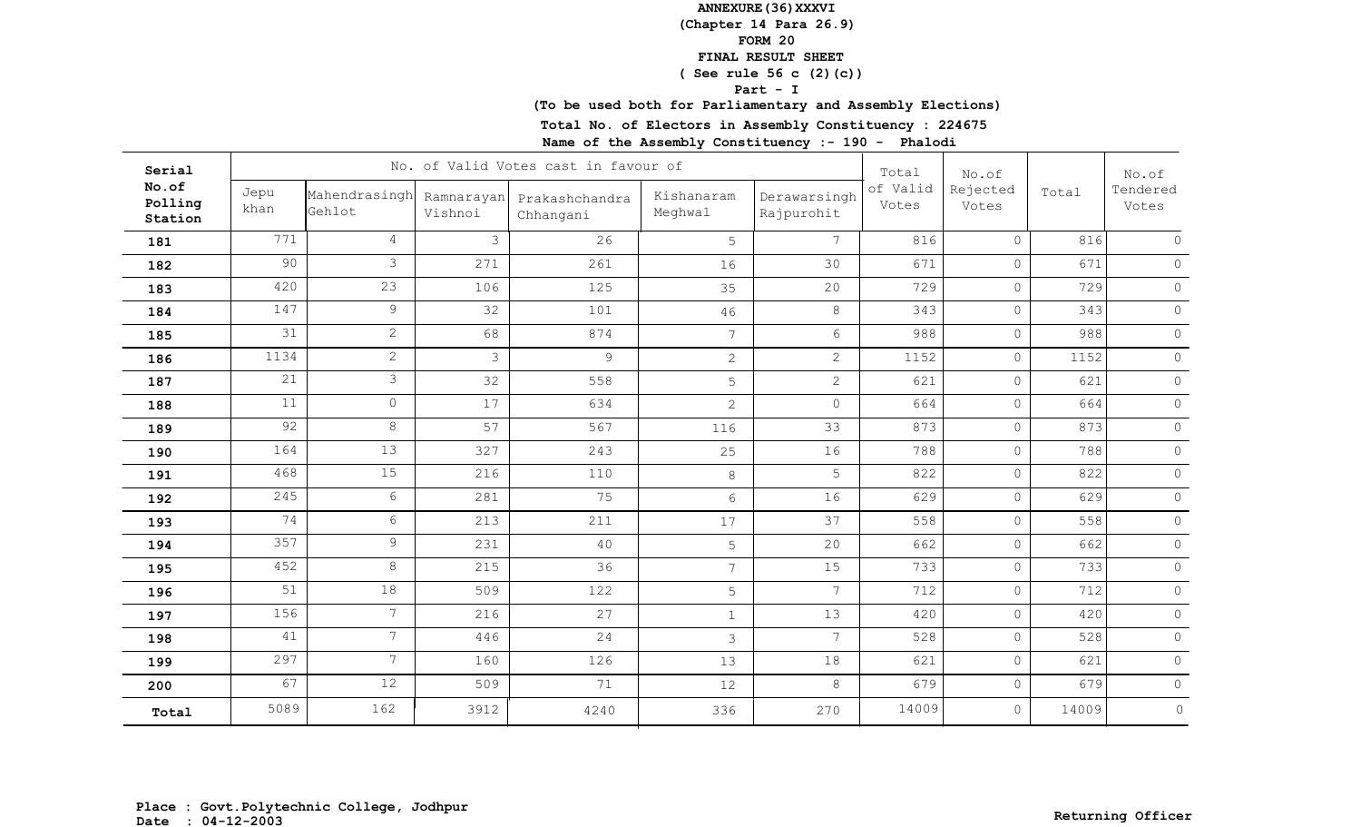**ANNEXURE(36)XXXVI**

**(Chapter 14 Para 26.9)**

**FORM 20**

**FINAL RESULT SHEET**

**( See rule 56 c (2)(c))**

**Part - I**

**(To be used both for Parliamentary and Assembly Elections)**

**Total No. of Electors in Assembly Constituency : 224675**

**Name of the Assembly Constituency :- 190 - Phalodi**

| Serial No.of Polling Station | No. of Valid Votes cast in favour of | | | | | | Total of Valid Votes | No.of Rejected Votes | Total | No.of Tendered Votes |
|---|---|---|---|---|---|---|---|---|---|---|
| | Jepu khan | Mahendrasingh Gehlot | Ramnarayan Vishnoi | Prakashchandra Chhangani | Kishanaram Meghwal | Derawarsingh Rajpurohit | | | | |
| 181 | 771 | 4 | 3 | 26 | 5 | 7 | 816 | 0 | 816 | 0 |
| 182 | 90 | 3 | 271 | 261 | 16 | 30 | 671 | 0 | 671 | 0 |
| 183 | 420 | 23 | 106 | 125 | 35 | 20 | 729 | 0 | 729 | 0 |
| 184 | 147 | 9 | 32 | 101 | 46 | 8 | 343 | 0 | 343 | 0 |
| 185 | 31 | 2 | 68 | 874 | 7 | 6 | 988 | 0 | 988 | 0 |
| 186 | 1134 | 2 | 3 | 9 | 2 | 2 | 1152 | 0 | 1152 | 0 |
| 187 | 21 | 3 | 32 | 558 | 5 | 2 | 621 | 0 | 621 | 0 |
| 188 | 11 | 0 | 17 | 634 | 2 | 0 | 664 | 0 | 664 | 0 |
| 189 | 92 | 8 | 57 | 567 | 116 | 33 | 873 | 0 | 873 | 0 |
| 190 | 164 | 13 | 327 | 243 | 25 | 16 | 788 | 0 | 788 | 0 |
| 191 | 468 | 15 | 216 | 110 | 8 | 5 | 822 | 0 | 822 | 0 |
| 192 | 245 | 6 | 281 | 75 | 6 | 16 | 629 | 0 | 629 | 0 |
| 193 | 74 | 6 | 213 | 211 | 17 | 37 | 558 | 0 | 558 | 0 |
| 194 | 357 | 9 | 231 | 40 | 5 | 20 | 662 | 0 | 662 | 0 |
| 195 | 452 | 8 | 215 | 36 | 7 | 15 | 733 | 0 | 733 | 0 |
| 196 | 51 | 18 | 509 | 122 | 5 | 7 | 712 | 0 | 712 | 0 |
| 197 | 156 | 7 | 216 | 27 | 1 | 13 | 420 | 0 | 420 | 0 |
| 198 | 41 | 7 | 446 | 24 | 3 | 7 | 528 | 0 | 528 | 0 |
| 199 | 297 | 7 | 160 | 126 | 13 | 18 | 621 | 0 | 621 | 0 |
| 200 | 67 | 12 | 509 | 71 | 12 | 8 | 679 | 0 | 679 | 0 |
| Total | 5089 | 162 | 3912 | 4240 | 336 | 270 | 14009 | 0 | 14009 | 0 |

**Place : Govt.Polytechnic College, Jodhpur**
**Date : 04-12-2003**

**Returning Officer**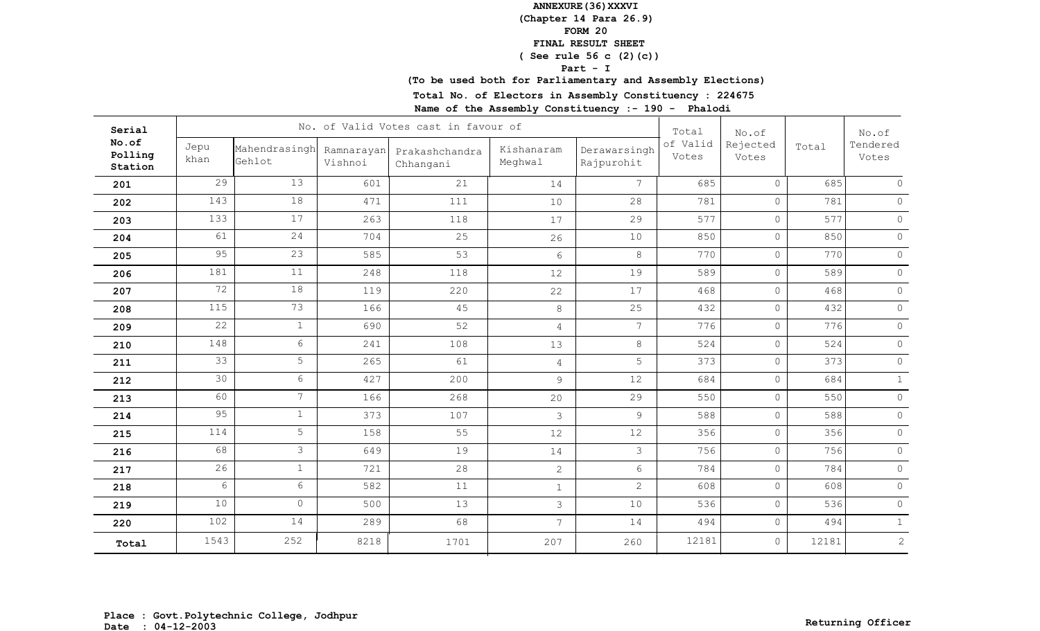**ANNEXURE(36)XXXVI**
**(Chapter 14 Para 26.9)**
**FORM 20**
**FINAL RESULT SHEET**
**( See rule 56 c (2)(c))**
**Part - I**
**(To be used both for Parliamentary and Assembly Elections)**

**Total No. of Electors in Assembly Constituency : 224675**

**Name of the Assembly Constituency :- 190 - Phalodi**

| Serial No.of Polling Station | No. of Valid Votes cast in favour of | | | | | | Total of Valid Votes | No.of Rejected Votes | Total | No.of Tendered Votes |
|---|---|---|---|---|---|---|---|---|---|---|
| | Jepu khan | Mahendrasingh Gehlot | Ramnarayan Vishnoi | Prakashchandra Chhangani | Kishanaram Meghwal | Derawarsingh Rajpurohit | | | | |
| 201 | 29 | 13 | 601 | 21 | 14 | 7 | 685 | 0 | 685 | 0 |
| 202 | 143 | 18 | 471 | 111 | 10 | 28 | 781 | 0 | 781 | 0 |
| 203 | 133 | 17 | 263 | 118 | 17 | 29 | 577 | 0 | 577 | 0 |
| 204 | 61 | 24 | 704 | 25 | 26 | 10 | 850 | 0 | 850 | 0 |
| 205 | 95 | 23 | 585 | 53 | 6 | 8 | 770 | 0 | 770 | 0 |
| 206 | 181 | 11 | 248 | 118 | 12 | 19 | 589 | 0 | 589 | 0 |
| 207 | 72 | 18 | 119 | 220 | 22 | 17 | 468 | 0 | 468 | 0 |
| 208 | 115 | 73 | 166 | 45 | 8 | 25 | 432 | 0 | 432 | 0 |
| 209 | 22 | 1 | 690 | 52 | 4 | 7 | 776 | 0 | 776 | 0 |
| 210 | 148 | 6 | 241 | 108 | 13 | 8 | 524 | 0 | 524 | 0 |
| 211 | 33 | 5 | 265 | 61 | 4 | 5 | 373 | 0 | 373 | 0 |
| 212 | 30 | 6 | 427 | 200 | 9 | 12 | 684 | 0 | 684 | 1 |
| 213 | 60 | 7 | 166 | 268 | 20 | 29 | 550 | 0 | 550 | 0 |
| 214 | 95 | 1 | 373 | 107 | 3 | 9 | 588 | 0 | 588 | 0 |
| 215 | 114 | 5 | 158 | 55 | 12 | 12 | 356 | 0 | 356 | 0 |
| 216 | 68 | 3 | 649 | 19 | 14 | 3 | 756 | 0 | 756 | 0 |
| 217 | 26 | 1 | 721 | 28 | 2 | 6 | 784 | 0 | 784 | 0 |
| 218 | 6 | 6 | 582 | 11 | 1 | 2 | 608 | 0 | 608 | 0 |
| 219 | 10 | 0 | 500 | 13 | 3 | 10 | 536 | 0 | 536 | 0 |
| 220 | 102 | 14 | 289 | 68 | 7 | 14 | 494 | 0 | 494 | 1 |
| Total | 1543 | 252 | 8218 | 1701 | 207 | 260 | 12181 | 0 | 12181 | 2 |

**Place : Govt.Polytechnic College, Jodhpur**
**Date : 04-12-2003**

**Returning Officer**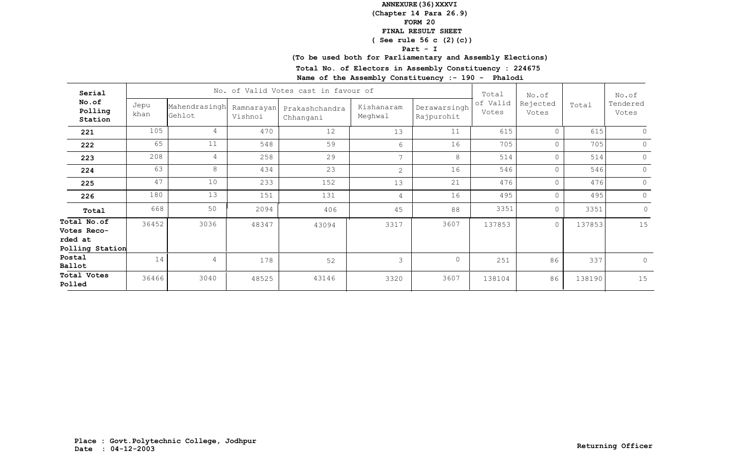**ANNEXURE(36)XXXVI**
**(Chapter 14 Para 26.9)**
**FORM 20**
**FINAL RESULT SHEET**
**( See rule 56 c (2)(c))**
**Part - I**
**(To be used both for Parliamentary and Assembly Elections)**

**Total No. of Electors in Assembly Constituency : 224675**

**Name of the Assembly Constituency :- 190 - Phalodi**

| Serial No.of Polling Station | No. of Valid Votes cast in favour of | | | | | | Total of Valid Votes | No.of Rejected Votes | Total | No.of Tendered Votes |
|---|---|---|---|---|---|---|---|---|---|---|
| | Jepu khan | Mahendrasingh Gehlot | Ramnarayan Vishnoi | Prakashchandra Chhangani | Kishanaram Meghwal | Derawarsingh Rajpurohit | | | | |
| 221 | 105 | 4 | 470 | 12 | 13 | 11 | 615 | 0 | 615 | 0 |
| 222 | 65 | 11 | 548 | 59 | 6 | 16 | 705 | 0 | 705 | 0 |
| 223 | 208 | 4 | 258 | 29 | 7 | 8 | 514 | 0 | 514 | 0 |
| 224 | 63 | 8 | 434 | 23 | 2 | 16 | 546 | 0 | 546 | 0 |
| 225 | 47 | 10 | 233 | 152 | 13 | 21 | 476 | 0 | 476 | 0 |
| 226 | 180 | 13 | 151 | 131 | 4 | 16 | 495 | 0 | 495 | 0 |
| Total | 668 | 50 | 2094 | 406 | 45 | 88 | 3351 | 0 | 3351 | 0 |
| Total No.of Votes Recorded at Polling Station | 36452 | 3036 | 48347 | 43094 | 3317 | 3607 | 137853 | 0 | 137853 | 15 |
| Postal Ballot | 14 | 4 | 178 | 52 | 3 | 0 | 251 | 86 | 337 | 0 |
| Total Votes Polled | 36466 | 3040 | 48525 | 43146 | 3320 | 3607 | 138104 | 86 | 138190 | 15 |

**Place : Govt.Polytechnic College, Jodhpur**
**Date : 04-12-2003**

**Returning Officer**